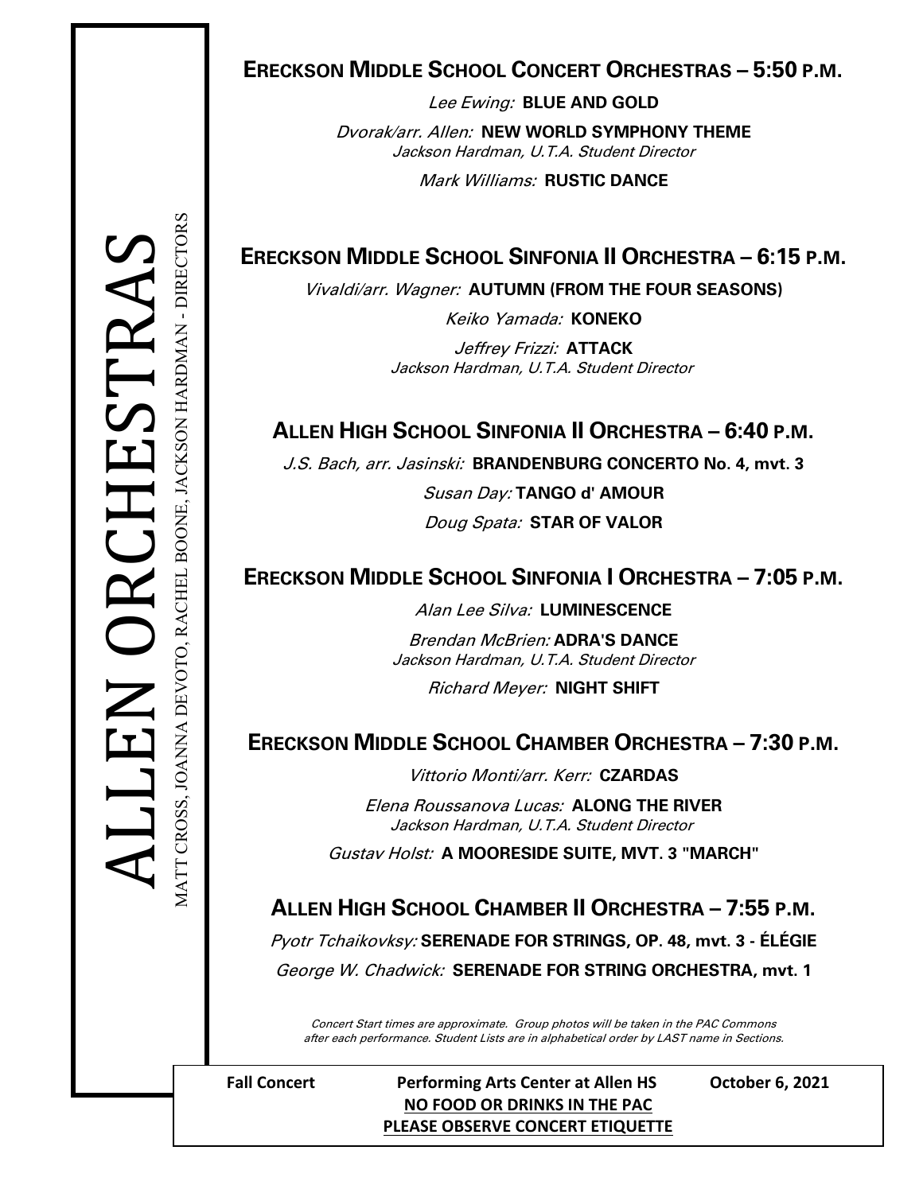# ALLEN ORCHESTRAS

MATT CROSS, JOANNA DEVOTO, RACHEL BOONE, JACKSON HARDMAN - DIRECTORS

## ERECKSON MIDDLE SCHOOL CONCERT ORCHESTRAS – 5:50 P.M.

*Lee Ewing:* **BLUE AND GOLD**

*Dvorak/arr. Allen:* **NEW WORLD SYMPHONY THEME**
*Jackson Hardman, U.T.A. Student Director*

*Mark Williams:* **RUSTIC DANCE**

## ERECKSON MIDDLE SCHOOL SINFONIA II ORCHESTRA – 6:15 P.M.

*Vivaldi/arr. Wagner:* **AUTUMN (FROM THE FOUR SEASONS)**

*Keiko Yamada:* **KONEKO**

*Jeffrey Frizzi:* **ATTACK**
*Jackson Hardman, U.T.A. Student Director*

## ALLEN HIGH SCHOOL SINFONIA II ORCHESTRA – 6:40 P.M.

*J.S. Bach, arr. Jasinski:* **BRANDENBURG CONCERTO No. 4, mvt. 3**

*Susan Day:* **TANGO d' AMOUR**

*Doug Spata:* **STAR OF VALOR**

## ERECKSON MIDDLE SCHOOL SINFONIA I ORCHESTRA – 7:05 P.M.

*Alan Lee Silva:* **LUMINESCENCE**

*Brendan McBrien:* **ADRA'S DANCE**
*Jackson Hardman, U.T.A. Student Director*

*Richard Meyer:* **NIGHT SHIFT**

## ERECKSON MIDDLE SCHOOL CHAMBER ORCHESTRA – 7:30 P.M.

*Vittorio Monti/arr. Kerr:* **CZARDAS**

*Elena Roussanova Lucas:* **ALONG THE RIVER**
*Jackson Hardman, U.T.A. Student Director*

*Gustav Holst:* **A MOORESIDE SUITE, MVT. 3 "MARCH"**

## ALLEN HIGH SCHOOL CHAMBER II ORCHESTRA – 7:55 P.M.

*Pyotr Tchaikovksy:* **SERENADE FOR STRINGS, OP. 48, mvt. 3 - ÉLÉGIE**

*George W. Chadwick:* **SERENADE FOR STRING ORCHESTRA, mvt. 1**

*Concert Start times are approximate. Group photos will be taken in the PAC Commons after each performance. Student Lists are in alphabetical order by LAST name in Sections.*

**Fall Concert** **Performing Arts Center at Allen HS** **October 6, 2021**

**NO FOOD OR DRINKS IN THE PAC**

**PLEASE OBSERVE CONCERT ETIQUETTE**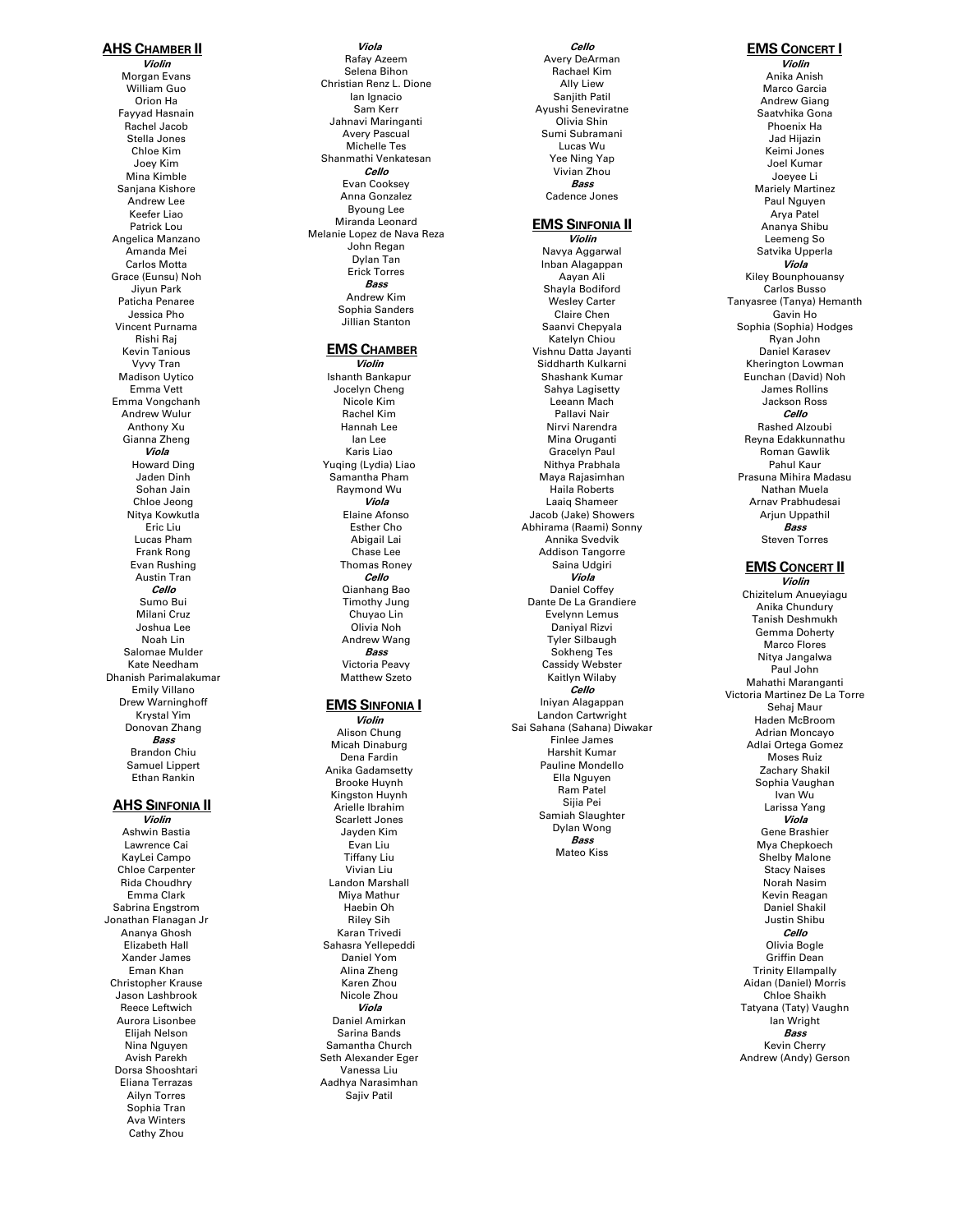## AHS CHAMBER II

***Violin***

Morgan Evans
William Guo
Orion Ha
Fayyad Hasnain
Rachel Jacob
Stella Jones
Chloe Kim
Joey Kim
Mina Kimble
Sanjana Kishore
Andrew Lee
Keefer Liao
Patrick Lou
Angelica Manzano
Amanda Mei
Carlos Motta
Grace (Eunsu) Noh
Jiyun Park
Paticha Penaree
Jessica Pho
Vincent Purnama
Rishi Raj
Kevin Tanious
Vyvy Tran
Madison Uytico
Emma Vett
Emma Vongchanh
Andrew Wulur
Anthony Xu
Gianna Zheng

***Viola***

Howard Ding
Jaden Dinh
Sohan Jain
Chloe Jeong
Nitya Kowkutla
Eric Liu
Lucas Pham
Frank Rong
Evan Rushing
Austin Tran

***Cello***

Sumo Bui
Milani Cruz
Joshua Lee
Noah Lin
Salomae Mulder
Kate Needham
Dhanish Parimalakumar
Emily Villano
Drew Warninghoff
Krystal Yim
Donovan Zhang

***Bass***

Brandon Chiu
Samuel Lippert
Ethan Rankin

## AHS SINFONIA II

***Violin***

Ashwin Bastia
Lawrence Cai
KayLei Campo
Chloe Carpenter
Rida Choudhry
Emma Clark
Sabrina Engstrom
Jonathan Flanagan Jr
Ananya Ghosh
Elizabeth Hall
Xander James
Eman Khan
Christopher Krause
Jason Lashbrook
Reece Leftwich
Aurora Lisonbee
Elijah Nelson
Nina Nguyen
Avish Parekh
Dorsa Shooshtari
Eliana Terrazas
Ailyn Torres
Sophia Tran
Ava Winters
Cathy Zhou

***Viola***

Rafay Azeem
Selena Bihon
Christian Renz L. Dione
Ian Ignacio
Sam Kerr
Jahnavi Maringanti
Avery Pascual
Michelle Tes
Shanmathi Venkatesan

***Cello***

Evan Cooksey
Anna Gonzalez
Byoung Lee
Miranda Leonard
Melanie Lopez de Nava Reza
John Regan
Dylan Tan
Erick Torres

***Bass***

Andrew Kim
Sophia Sanders
Jillian Stanton

## EMS CHAMBER

***Violin***

Ishanth Bankapur
Jocelyn Cheng
Nicole Kim
Rachel Kim
Hannah Lee
Ian Lee
Karis Liao
Yuqing (Lydia) Liao
Samantha Pham
Raymond Wu

***Viola***

Elaine Afonso
Esther Cho
Abigail Lai
Chase Lee
Thomas Roney

***Cello***

Qianhang Bao
Timothy Jung
Chuyao Lin
Olivia Noh
Andrew Wang

***Bass***

Victoria Peavy
Matthew Szeto

## EMS SINFONIA I

***Violin***

Alison Chung
Micah Dinaburg
Dena Fardin
Anika Gadamsetty
Brooke Huynh
Kingston Huynh
Arielle Ibrahim
Scarlett Jones
Jayden Kim
Evan Liu
Tiffany Liu
Vivian Liu
Landon Marshall
Miya Mathur
Haebin Oh
Riley Sih
Karan Trivedi
Sahasra Yellepeddi
Daniel Yom
Alina Zheng
Karen Zhou
Nicole Zhou

***Viola***

Daniel Amirkan
Sarina Bands
Samantha Church
Seth Alexander Eger
Vanessa Liu
Aadhya Narasimhan
Sajiv Patil

***Cello***

Avery DeArman
Rachael Kim
Ally Liew
Sanjith Patil
Ayushi Seneviratne
Olivia Shin
Sumi Subramani
Lucas Wu
Yee Ning Yap
Vivian Zhou

***Bass***

Cadence Jones

## EMS SINFONIA II

***Violin***

Navya Aggarwal
Inban Alagappan
Aayan Ali
Shayla Bodiford
Wesley Carter
Claire Chen
Saanvi Chepyala
Katelyn Chiou
Vishnu Datta Jayanti
Siddharth Kulkarni
Shashank Kumar
Sahya Lagisetty
Leeann Mach
Pallavi Nair
Nirvi Narendra
Mina Oruganti
Gracelyn Paul
Nithya Prabhala
Maya Rajasimhan
Haila Roberts
Laaiq Shameer
Jacob (Jake) Showers
Abhirama (Raami) Sonny
Annika Svedvik
Addison Tangorre
Saina Udgiri

***Viola***

Daniel Coffey
Dante De La Grandiere
Evelynn Lemus
Daniyal Rizvi
Tyler Silbaugh
Sokheng Tes
Cassidy Webster
Kaitlyn Wilaby

***Cello***

Iniyan Alagappan
Landon Cartwright
Sai Sahana (Sahana) Diwakar
Finlee James
Harshit Kumar
Pauline Mondello
Ella Nguyen
Ram Patel
Sijia Pei
Samiah Slaughter
Dylan Wong

***Bass***

Mateo Kiss

## EMS CONCERT I

***Violin***

Anika Anish
Marco Garcia
Andrew Giang
Saatvhika Gona
Phoenix Ha
Jad Hijazin
Keimi Jones
Joel Kumar
Joeyee Li
Mariely Martinez
Paul Nguyen
Arya Patel
Ananya Shibu
Leemeng So
Satvika Upperla

***Viola***

Kiley Bounphouansy
Carlos Busso
Tanyasree (Tanya) Hemanth
Gavin Ho
Sophia (Sophia) Hodges
Ryan John
Daniel Karasev
Kherington Lowman
Eunchan (David) Noh
James Rollins
Jackson Ross

***Cello***

Rashed Alzoubi
Reyna Edakkunnathu
Roman Gawlik
Pahul Kaur
Prasuna Mihira Madasu
Nathan Muela
Arnav Prabhudesai
Arjun Uppathil

***Bass***

Steven Torres

## EMS CONCERT II

***Violin***

Chizitelum Anueyiagu
Anika Chundury
Tanish Deshmukh
Gemma Doherty
Marco Flores
Nitya Jangalwa
Paul John
Mahathi Maranganti
Victoria Martinez De La Torre
Sehaj Maur
Haden McBroom
Adrian Moncayo
Adlai Ortega Gomez
Moses Ruiz
Zachary Shakil
Sophia Vaughan
Ivan Wu
Larissa Yang

***Viola***

Gene Brashier
Mya Chepkoech
Shelby Malone
Stacy Naises
Norah Nasim
Kevin Reagan
Daniel Shakil
Justin Shibu

***Cello***

Olivia Bogle
Griffin Dean
Trinity Ellampally
Aidan (Daniel) Morris
Chloe Shaikh
Tatyana (Taty) Vaughn
Ian Wright

***Bass***

Kevin Cherry
Andrew (Andy) Gerson